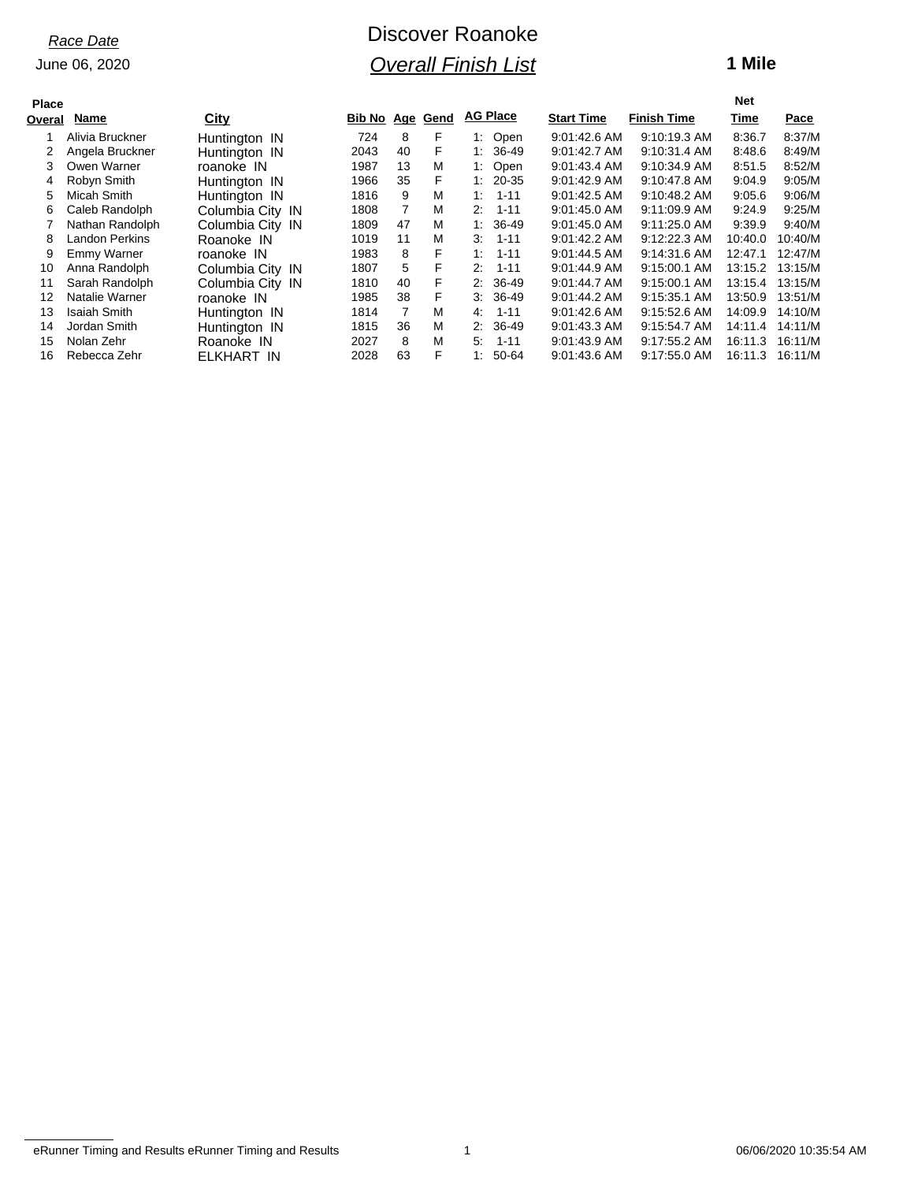*Race Date*

June 06, 2020

# Discover Roanoke

## *Overall Finish List*

**1 Mile**

| Place Overal | Name | City | Bib No | Age | Gend | AG Place | Start Time | Finish Time | Net Time | Pace |
|---|---|---|---|---|---|---|---|---|---|---|
| 1 | Alivia Bruckner | Huntington IN | 724 | 8 | F | 1: Open | 9:01:42.6 AM | 9:10:19.3 AM | 8:36.7 | 8:37/M |
| 2 | Angela Bruckner | Huntington IN | 2043 | 40 | F | 1: 36-49 | 9:01:42.7 AM | 9:10:31.4 AM | 8:48.6 | 8:49/M |
| 3 | Owen Warner | roanoke IN | 1987 | 13 | M | 1: Open | 9:01:43.4 AM | 9:10:34.9 AM | 8:51.5 | 8:52/M |
| 4 | Robyn Smith | Huntington IN | 1966 | 35 | F | 1: 20-35 | 9:01:42.9 AM | 9:10:47.8 AM | 9:04.9 | 9:05/M |
| 5 | Micah Smith | Huntington IN | 1816 | 9 | M | 1: 1-11 | 9:01:42.5 AM | 9:10:48.2 AM | 9:05.6 | 9:06/M |
| 6 | Caleb Randolph | Columbia City IN | 1808 | 7 | M | 2: 1-11 | 9:01:45.0 AM | 9:11:09.9 AM | 9:24.9 | 9:25/M |
| 7 | Nathan Randolph | Columbia City IN | 1809 | 47 | M | 1: 36-49 | 9:01:45.0 AM | 9:11:25.0 AM | 9:39.9 | 9:40/M |
| 8 | Landon Perkins | Roanoke IN | 1019 | 11 | M | 3: 1-11 | 9:01:42.2 AM | 9:12:22.3 AM | 10:40.0 | 10:40/M |
| 9 | Emmy Warner | roanoke IN | 1983 | 8 | F | 1: 1-11 | 9:01:44.5 AM | 9:14:31.6 AM | 12:47.1 | 12:47/M |
| 10 | Anna Randolph | Columbia City IN | 1807 | 5 | F | 2: 1-11 | 9:01:44.9 AM | 9:15:00.1 AM | 13:15.2 | 13:15/M |
| 11 | Sarah Randolph | Columbia City IN | 1810 | 40 | F | 2: 36-49 | 9:01:44.7 AM | 9:15:00.1 AM | 13:15.4 | 13:15/M |
| 12 | Natalie Warner | roanoke IN | 1985 | 38 | F | 3: 36-49 | 9:01:44.2 AM | 9:15:35.1 AM | 13:50.9 | 13:51/M |
| 13 | Isaiah Smith | Huntington IN | 1814 | 7 | M | 4: 1-11 | 9:01:42.6 AM | 9:15:52.6 AM | 14:09.9 | 14:10/M |
| 14 | Jordan Smith | Huntington IN | 1815 | 36 | M | 2: 36-49 | 9:01:43.3 AM | 9:15:54.7 AM | 14:11.4 | 14:11/M |
| 15 | Nolan Zehr | Roanoke IN | 2027 | 8 | M | 5: 1-11 | 9:01:43.9 AM | 9:17:55.2 AM | 16:11.3 | 16:11/M |
| 16 | Rebecca Zehr | ELKHART IN | 2028 | 63 | F | 1: 50-64 | 9:01:43.6 AM | 9:17:55.0 AM | 16:11.3 | 16:11/M |

eRunner Timing and Results eRunner Timing and Results　　　06/06/2020 10:35:54 AM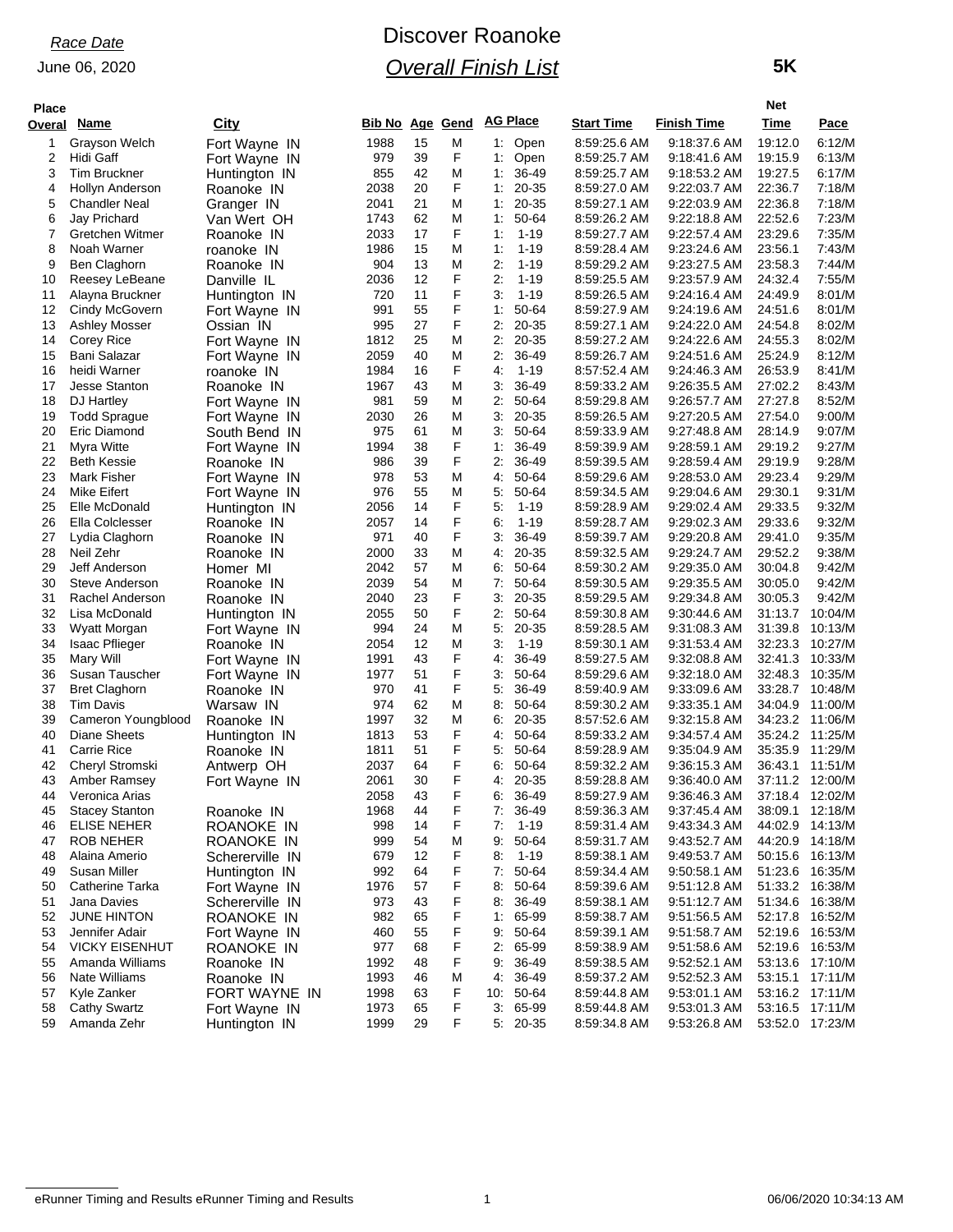*Race Date*

June 06, 2020

# Discover Roanoke

## *Overall Finish List*

**5K**

| Place Overal | Name | City | Bib No | Age | Gend | AG Place | Start Time | Finish Time | Net Time | Pace |
|---|---|---|---|---|---|---|---|---|---|---|
| 1 | Grayson Welch | Fort Wayne IN | 1988 | 15 | M | 1: Open | 8:59:25.6 AM | 9:18:37.6 AM | 19:12.0 | 6:12/M |
| 2 | Hidi Gaff | Fort Wayne IN | 979 | 39 | F | 1: Open | 8:59:25.7 AM | 9:18:41.6 AM | 19:15.9 | 6:13/M |
| 3 | Tim Bruckner | Huntington IN | 855 | 42 | M | 1: 36-49 | 8:59:25.7 AM | 9:18:53.2 AM | 19:27.5 | 6:17/M |
| 4 | Hollyn Anderson | Roanoke IN | 2038 | 20 | F | 1: 20-35 | 8:59:27.0 AM | 9:22:03.7 AM | 22:36.7 | 7:18/M |
| 5 | Chandler Neal | Granger IN | 2041 | 21 | M | 1: 20-35 | 8:59:27.1 AM | 9:22:03.9 AM | 22:36.8 | 7:18/M |
| 6 | Jay Prichard | Van Wert OH | 1743 | 62 | M | 1: 50-64 | 8:59:26.2 AM | 9:22:18.8 AM | 22:52.6 | 7:23/M |
| 7 | Gretchen Witmer | Roanoke IN | 2033 | 17 | F | 1: 1-19 | 8:59:27.7 AM | 9:22:57.4 AM | 23:29.6 | 7:35/M |
| 8 | Noah Warner | roanoke IN | 1986 | 15 | M | 1: 1-19 | 8:59:28.4 AM | 9:23:24.6 AM | 23:56.1 | 7:43/M |
| 9 | Ben Claghorn | Roanoke IN | 904 | 13 | M | 2: 1-19 | 8:59:29.2 AM | 9:23:27.5 AM | 23:58.3 | 7:44/M |
| 10 | Reesey LeBeane | Danville IL | 2036 | 12 | F | 2: 1-19 | 8:59:25.5 AM | 9:23:57.9 AM | 24:32.4 | 7:55/M |
| 11 | Alayna Bruckner | Huntington IN | 720 | 11 | F | 3: 1-19 | 8:59:26.5 AM | 9:24:16.4 AM | 24:49.9 | 8:01/M |
| 12 | Cindy McGovern | Fort Wayne IN | 991 | 55 | F | 1: 50-64 | 8:59:27.9 AM | 9:24:19.6 AM | 24:51.6 | 8:01/M |
| 13 | Ashley Mosser | Ossian IN | 995 | 27 | F | 2: 20-35 | 8:59:27.1 AM | 9:24:22.0 AM | 24:54.8 | 8:02/M |
| 14 | Corey Rice | Fort Wayne IN | 1812 | 25 | M | 2: 20-35 | 8:59:27.2 AM | 9:24:22.6 AM | 24:55.3 | 8:02/M |
| 15 | Bani Salazar | Fort Wayne IN | 2059 | 40 | M | 2: 36-49 | 8:59:26.7 AM | 9:24:51.6 AM | 25:24.9 | 8:12/M |
| 16 | heidi Warner | roanoke IN | 1984 | 16 | F | 4: 1-19 | 8:57:52.4 AM | 9:24:46.3 AM | 26:53.9 | 8:41/M |
| 17 | Jesse Stanton | Roanoke IN | 1967 | 43 | M | 3: 36-49 | 8:59:33.2 AM | 9:26:35.5 AM | 27:02.2 | 8:43/M |
| 18 | DJ Hartley | Fort Wayne IN | 981 | 59 | M | 2: 50-64 | 8:59:29.8 AM | 9:26:57.7 AM | 27:27.8 | 8:52/M |
| 19 | Todd Sprague | Fort Wayne IN | 2030 | 26 | M | 3: 20-35 | 8:59:26.5 AM | 9:27:20.5 AM | 27:54.0 | 9:00/M |
| 20 | Eric Diamond | South Bend IN | 975 | 61 | M | 3: 50-64 | 8:59:33.9 AM | 9:27:48.8 AM | 28:14.9 | 9:07/M |
| 21 | Myra Witte | Fort Wayne IN | 1994 | 38 | F | 1: 36-49 | 8:59:39.9 AM | 9:28:59.1 AM | 29:19.2 | 9:27/M |
| 22 | Beth Kessie | Roanoke IN | 986 | 39 | F | 2: 36-49 | 8:59:39.5 AM | 9:28:59.4 AM | 29:19.9 | 9:28/M |
| 23 | Mark Fisher | Fort Wayne IN | 978 | 53 | M | 4: 50-64 | 8:59:29.6 AM | 9:28:53.0 AM | 29:23.4 | 9:29/M |
| 24 | Mike Eifert | Fort Wayne IN | 976 | 55 | M | 5: 50-64 | 8:59:34.5 AM | 9:29:04.6 AM | 29:30.1 | 9:31/M |
| 25 | Elle McDonald | Huntington IN | 2056 | 14 | F | 5: 1-19 | 8:59:28.9 AM | 9:29:02.4 AM | 29:33.5 | 9:32/M |
| 26 | Ella Colclesser | Roanoke IN | 2057 | 14 | F | 6: 1-19 | 8:59:28.7 AM | 9:29:02.3 AM | 29:33.6 | 9:32/M |
| 27 | Lydia Claghorn | Roanoke IN | 971 | 40 | F | 3: 36-49 | 8:59:39.7 AM | 9:29:20.8 AM | 29:41.0 | 9:35/M |
| 28 | Neil Zehr | Roanoke IN | 2000 | 33 | M | 4: 20-35 | 8:59:32.5 AM | 9:29:24.7 AM | 29:52.2 | 9:38/M |
| 29 | Jeff Anderson | Homer MI | 2042 | 57 | M | 6: 50-64 | 8:59:30.2 AM | 9:29:35.0 AM | 30:04.8 | 9:42/M |
| 30 | Steve Anderson | Roanoke IN | 2039 | 54 | M | 7: 50-64 | 8:59:30.5 AM | 9:29:35.5 AM | 30:05.0 | 9:42/M |
| 31 | Rachel Anderson | Roanoke IN | 2040 | 23 | F | 3: 20-35 | 8:59:29.5 AM | 9:29:34.8 AM | 30:05.3 | 9:42/M |
| 32 | Lisa McDonald | Huntington IN | 2055 | 50 | F | 2: 50-64 | 8:59:30.8 AM | 9:30:44.6 AM | 31:13.7 | 10:04/M |
| 33 | Wyatt Morgan | Fort Wayne IN | 994 | 24 | M | 5: 20-35 | 8:59:28.5 AM | 9:31:08.3 AM | 31:39.8 | 10:13/M |
| 34 | Isaac Pflieger | Roanoke IN | 2054 | 12 | M | 3: 1-19 | 8:59:30.1 AM | 9:31:53.4 AM | 32:23.3 | 10:27/M |
| 35 | Mary Will | Fort Wayne IN | 1991 | 43 | F | 4: 36-49 | 8:59:27.5 AM | 9:32:08.8 AM | 32:41.3 | 10:33/M |
| 36 | Susan Tauscher | Fort Wayne IN | 1977 | 51 | F | 3: 50-64 | 8:59:29.6 AM | 9:32:18.0 AM | 32:48.3 | 10:35/M |
| 37 | Bret Claghorn | Roanoke IN | 970 | 41 | F | 5: 36-49 | 8:59:40.9 AM | 9:33:09.6 AM | 33:28.7 | 10:48/M |
| 38 | Tim Davis | Warsaw IN | 974 | 62 | M | 8: 50-64 | 8:59:30.2 AM | 9:33:35.1 AM | 34:04.9 | 11:00/M |
| 39 | Cameron Youngblood | Roanoke IN | 1997 | 32 | M | 6: 20-35 | 8:57:52.6 AM | 9:32:15.8 AM | 34:23.2 | 11:06/M |
| 40 | Diane Sheets | Huntington IN | 1813 | 53 | F | 4: 50-64 | 8:59:33.2 AM | 9:34:57.4 AM | 35:24.2 | 11:25/M |
| 41 | Carrie Rice | Roanoke IN | 1811 | 51 | F | 5: 50-64 | 8:59:28.9 AM | 9:35:04.9 AM | 35:35.9 | 11:29/M |
| 42 | Cheryl Stromski | Antwerp OH | 2037 | 64 | F | 6: 50-64 | 8:59:32.2 AM | 9:36:15.3 AM | 36:43.1 | 11:51/M |
| 43 | Amber Ramsey | Fort Wayne IN | 2061 | 30 | F | 4: 20-35 | 8:59:28.8 AM | 9:36:40.0 AM | 37:11.2 | 12:00/M |
| 44 | Veronica Arias | | 2058 | 43 | F | 6: 36-49 | 8:59:27.9 AM | 9:36:46.3 AM | 37:18.4 | 12:02/M |
| 45 | Stacey Stanton | Roanoke IN | 1968 | 44 | F | 7: 36-49 | 8:59:36.3 AM | 9:37:45.4 AM | 38:09.1 | 12:18/M |
| 46 | ELISE NEHER | ROANOKE IN | 998 | 14 | F | 7: 1-19 | 8:59:31.4 AM | 9:43:34.3 AM | 44:02.9 | 14:13/M |
| 47 | ROB NEHER | ROANOKE IN | 999 | 54 | M | 9: 50-64 | 8:59:31.7 AM | 9:43:52.7 AM | 44:20.9 | 14:18/M |
| 48 | Alaina Amerio | Schererville IN | 679 | 12 | F | 8: 1-19 | 8:59:38.1 AM | 9:49:53.7 AM | 50:15.6 | 16:13/M |
| 49 | Susan Miller | Huntington IN | 992 | 64 | F | 7: 50-64 | 8:59:34.4 AM | 9:50:58.1 AM | 51:23.6 | 16:35/M |
| 50 | Catherine Tarka | Fort Wayne IN | 1976 | 57 | F | 8: 50-64 | 8:59:39.6 AM | 9:51:12.8 AM | 51:33.2 | 16:38/M |
| 51 | Jana Davies | Schererville IN | 973 | 43 | F | 8: 36-49 | 8:59:38.1 AM | 9:51:12.7 AM | 51:34.6 | 16:38/M |
| 52 | JUNE HINTON | ROANOKE IN | 982 | 65 | F | 1: 65-99 | 8:59:38.7 AM | 9:51:56.5 AM | 52:17.8 | 16:52/M |
| 53 | Jennifer Adair | Fort Wayne IN | 460 | 55 | F | 9: 50-64 | 8:59:39.1 AM | 9:51:58.7 AM | 52:19.6 | 16:53/M |
| 54 | VICKY EISENHUT | ROANOKE IN | 977 | 68 | F | 2: 65-99 | 8:59:38.9 AM | 9:51:58.6 AM | 52:19.6 | 16:53/M |
| 55 | Amanda Williams | Roanoke IN | 1992 | 48 | F | 9: 36-49 | 8:59:38.5 AM | 9:52:52.1 AM | 53:13.6 | 17:10/M |
| 56 | Nate Williams | Roanoke IN | 1993 | 46 | M | 4: 36-49 | 8:59:37.2 AM | 9:52:52.3 AM | 53:15.1 | 17:11/M |
| 57 | Kyle Zanker | FORT WAYNE IN | 1998 | 63 | F | 10: 50-64 | 8:59:44.8 AM | 9:53:01.1 AM | 53:16.2 | 17:11/M |
| 58 | Cathy Swartz | Fort Wayne IN | 1973 | 65 | F | 3: 65-99 | 8:59:44.8 AM | 9:53:01.3 AM | 53:16.5 | 17:11/M |
| 59 | Amanda Zehr | Huntington IN | 1999 | 29 | F | 5: 20-35 | 8:59:34.8 AM | 9:53:26.8 AM | 53:52.0 | 17:23/M |

eRunner Timing and Results eRunner Timing and Results    06/06/2020 10:34:13 AM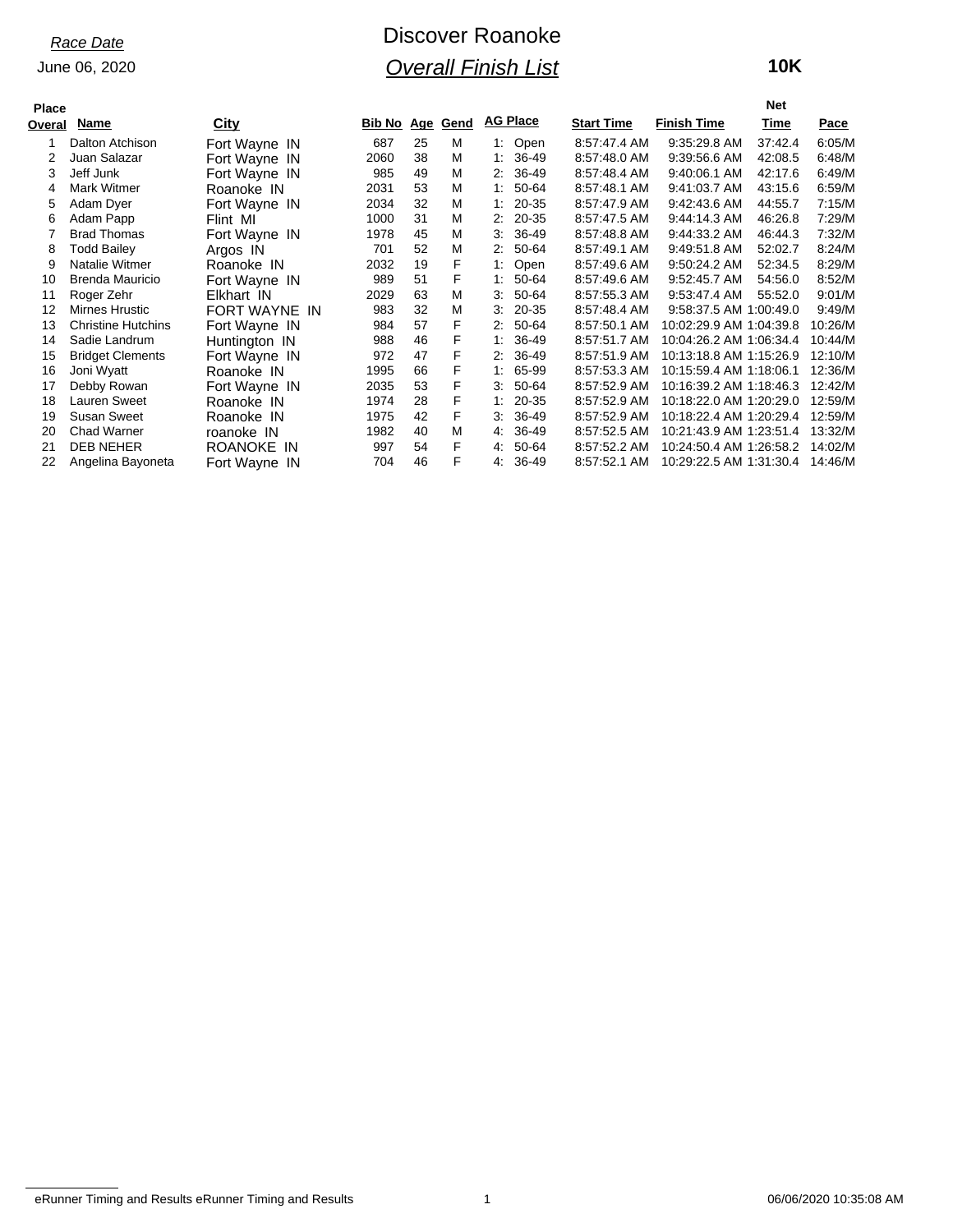*Race Date*

June 06, 2020

# Discover Roanoke

## *Overall Finish List*

**10K**

| Place Overal | Name | City | Bib No | Age | Gend | AG Place | Start Time | Finish Time | Net Time | Pace |
|---|---|---|---|---|---|---|---|---|---|---|
| 1 | Dalton Atchison | Fort Wayne IN | 687 | 25 | M | 1: Open | 8:57:47.4 AM | 9:35:29.8 AM | 37:42.4 | 6:05/M |
| 2 | Juan Salazar | Fort Wayne IN | 2060 | 38 | M | 1: 36-49 | 8:57:48.0 AM | 9:39:56.6 AM | 42:08.5 | 6:48/M |
| 3 | Jeff Junk | Fort Wayne IN | 985 | 49 | M | 2: 36-49 | 8:57:48.4 AM | 9:40:06.1 AM | 42:17.6 | 6:49/M |
| 4 | Mark Witmer | Roanoke IN | 2031 | 53 | M | 1: 50-64 | 8:57:48.1 AM | 9:41:03.7 AM | 43:15.6 | 6:59/M |
| 5 | Adam Dyer | Fort Wayne IN | 2034 | 32 | M | 1: 20-35 | 8:57:47.9 AM | 9:42:43.6 AM | 44:55.7 | 7:15/M |
| 6 | Adam Papp | Flint MI | 1000 | 31 | M | 2: 20-35 | 8:57:47.5 AM | 9:44:14.3 AM | 46:26.8 | 7:29/M |
| 7 | Brad Thomas | Fort Wayne IN | 1978 | 45 | M | 3: 36-49 | 8:57:48.8 AM | 9:44:33.2 AM | 46:44.3 | 7:32/M |
| 8 | Todd Bailey | Argos IN | 701 | 52 | M | 2: 50-64 | 8:57:49.1 AM | 9:49:51.8 AM | 52:02.7 | 8:24/M |
| 9 | Natalie Witmer | Roanoke IN | 2032 | 19 | F | 1: Open | 8:57:49.6 AM | 9:50:24.2 AM | 52:34.5 | 8:29/M |
| 10 | Brenda Mauricio | Fort Wayne IN | 989 | 51 | F | 1: 50-64 | 8:57:49.6 AM | 9:52:45.7 AM | 54:56.0 | 8:52/M |
| 11 | Roger Zehr | Elkhart IN | 2029 | 63 | M | 3: 50-64 | 8:57:55.3 AM | 9:53:47.4 AM | 55:52.0 | 9:01/M |
| 12 | Mirnes Hrustic | FORT WAYNE IN | 983 | 32 | M | 3: 20-35 | 8:57:48.4 AM | 9:58:37.5 AM | 1:00:49.0 | 9:49/M |
| 13 | Christine Hutchins | Fort Wayne IN | 984 | 57 | F | 2: 50-64 | 8:57:50.1 AM | 10:02:29.9 AM | 1:04:39.8 | 10:26/M |
| 14 | Sadie Landrum | Huntington IN | 988 | 46 | F | 1: 36-49 | 8:57:51.7 AM | 10:04:26.2 AM | 1:06:34.4 | 10:44/M |
| 15 | Bridget Clements | Fort Wayne IN | 972 | 47 | F | 2: 36-49 | 8:57:51.9 AM | 10:13:18.8 AM | 1:15:26.9 | 12:10/M |
| 16 | Joni Wyatt | Roanoke IN | 1995 | 66 | F | 1: 65-99 | 8:57:53.3 AM | 10:15:59.4 AM | 1:18:06.1 | 12:36/M |
| 17 | Debby Rowan | Fort Wayne IN | 2035 | 53 | F | 3: 50-64 | 8:57:52.9 AM | 10:16:39.2 AM | 1:18:46.3 | 12:42/M |
| 18 | Lauren Sweet | Roanoke IN | 1974 | 28 | F | 1: 20-35 | 8:57:52.9 AM | 10:18:22.0 AM | 1:20:29.0 | 12:59/M |
| 19 | Susan Sweet | Roanoke IN | 1975 | 42 | F | 3: 36-49 | 8:57:52.9 AM | 10:18:22.4 AM | 1:20:29.4 | 12:59/M |
| 20 | Chad Warner | roanoke IN | 1982 | 40 | M | 4: 36-49 | 8:57:52.5 AM | 10:21:43.9 AM | 1:23:51.4 | 13:32/M |
| 21 | DEB NEHER | ROANOKE IN | 997 | 54 | F | 4: 50-64 | 8:57:52.2 AM | 10:24:50.4 AM | 1:26:58.2 | 14:02/M |
| 22 | Angelina Bayoneta | Fort Wayne IN | 704 | 46 | F | 4: 36-49 | 8:57:52.1 AM | 10:29:22.5 AM | 1:31:30.4 | 14:46/M |

eRunner Timing and Results eRunner Timing and Results

06/06/2020 10:35:08 AM